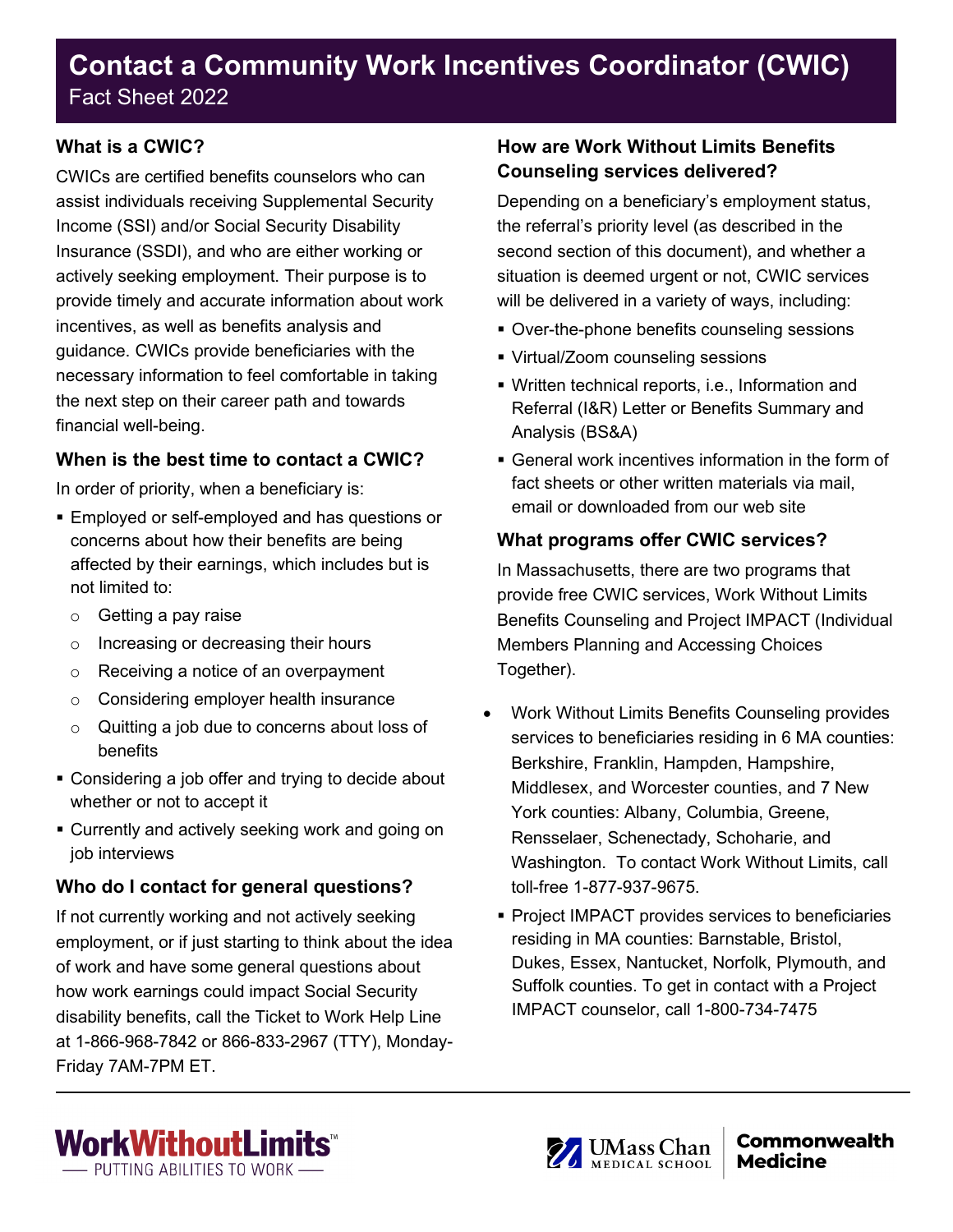# Contact a Community Work Incentives Coordinator (CWIC)

Fact Sheet 2022

### What is a CWIC?

CWICs are certified benefits counselors who can assist individuals receiving Supplemental Security Income (SSI) and/or Social Security Disability Insurance (SSDI), and who are either working or actively seeking employment. Their purpose is to provide timely and accurate information about work incentives, as well as benefits analysis and guidance. CWICs provide beneficiaries with the necessary information to feel comfortable in taking the next step on their career path and towards financial well-being.

### When is the best time to contact a CWIC?

In order of priority, when a beneficiary is:

- Employed or self-employed and has questions or concerns about how their benefits are being affected by their earnings, which includes but is not limited to:
  - Getting a pay raise
  - Increasing or decreasing their hours
  - Receiving a notice of an overpayment
  - Considering employer health insurance
  - Quitting a job due to concerns about loss of benefits
- Considering a job offer and trying to decide about whether or not to accept it
- Currently and actively seeking work and going on job interviews

### Who do I contact for general questions?

If not currently working and not actively seeking employment, or if just starting to think about the idea of work and have some general questions about how work earnings could impact Social Security disability benefits, call the Ticket to Work Help Line at 1-866-968-7842 or 866-833-2967 (TTY), Monday-Friday 7AM-7PM ET.

### How are Work Without Limits Benefits Counseling services delivered?

Depending on a beneficiary's employment status, the referral's priority level (as described in the second section of this document), and whether a situation is deemed urgent or not, CWIC services will be delivered in a variety of ways, including:

- Over-the-phone benefits counseling sessions
- Virtual/Zoom counseling sessions
- Written technical reports, i.e., Information and Referral (I&R) Letter or Benefits Summary and Analysis (BS&A)
- General work incentives information in the form of fact sheets or other written materials via mail, email or downloaded from our web site

### What programs offer CWIC services?

In Massachusetts, there are two programs that provide free CWIC services, Work Without Limits Benefits Counseling and Project IMPACT (Individual Members Planning and Accessing Choices Together).

- Work Without Limits Benefits Counseling provides services to beneficiaries residing in 6 MA counties: Berkshire, Franklin, Hampden, Hampshire, Middlesex, and Worcester counties, and 7 New York counties: Albany, Columbia, Greene, Rensselaer, Schenectady, Schoharie, and Washington. To contact Work Without Limits, call toll-free 1-877-937-9675.
- Project IMPACT provides services to beneficiaries residing in MA counties: Barnstable, Bristol, Dukes, Essex, Nantucket, Norfolk, Plymouth, and Suffolk counties. To get in contact with a Project IMPACT counselor, call 1-800-734-7475

WorkWithoutLimits™ — PUTTING ABILITIES TO WORK —

UMass Chan Medical School | Commonwealth Medicine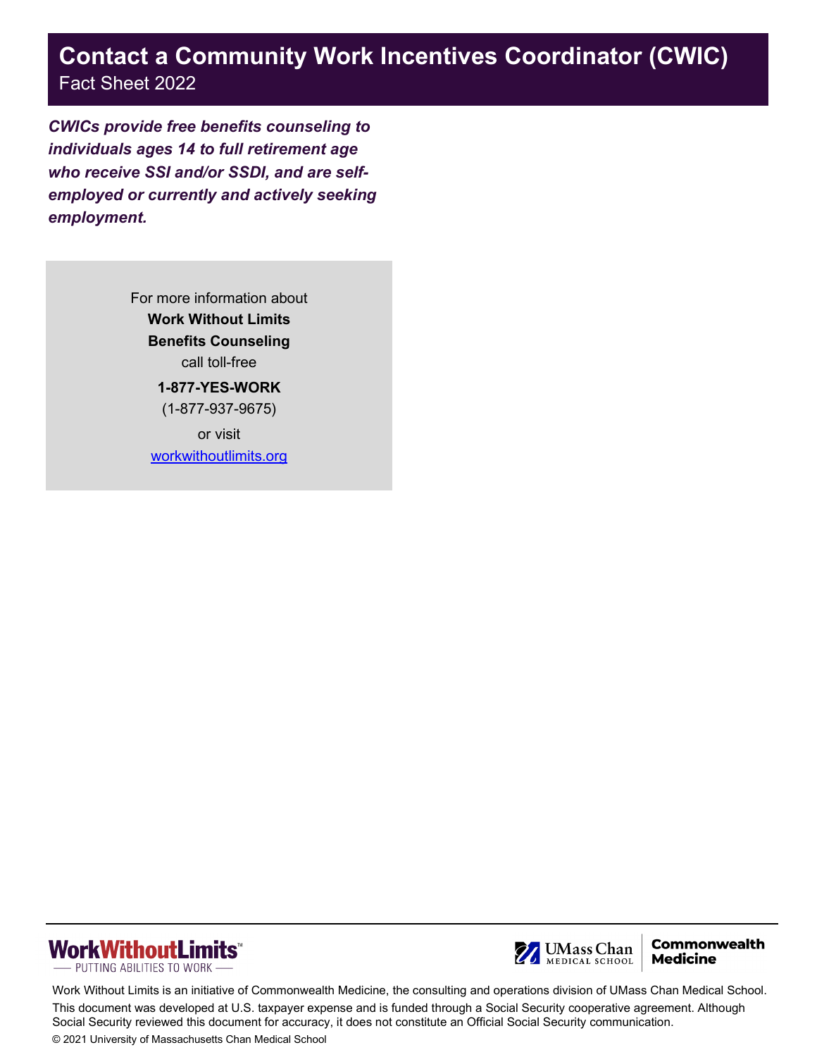# Contact a Community Work Incentives Coordinator (CWIC)

Fact Sheet 2022

***CWICs provide free benefits counseling to individuals ages 14 to full retirement age who receive SSI and/or SSDI, and are self-employed or currently and actively seeking employment.***

For more information about
**Work Without Limits Benefits Counseling**
call toll-free
**1-877-YES-WORK**
(1-877-937-9675)
or visit
[workwithoutlimits.org](workwithoutlimits.org)

WorkWithoutLimits™ — PUTTING ABILITIES TO WORK —

UMass Chan Medical School | Commonwealth Medicine

Work Without Limits is an initiative of Commonwealth Medicine, the consulting and operations division of UMass Chan Medical School. This document was developed at U.S. taxpayer expense and is funded through a Social Security cooperative agreement. Although Social Security reviewed this document for accuracy, it does not constitute an Official Social Security communication.

© 2021 University of Massachusetts Chan Medical School